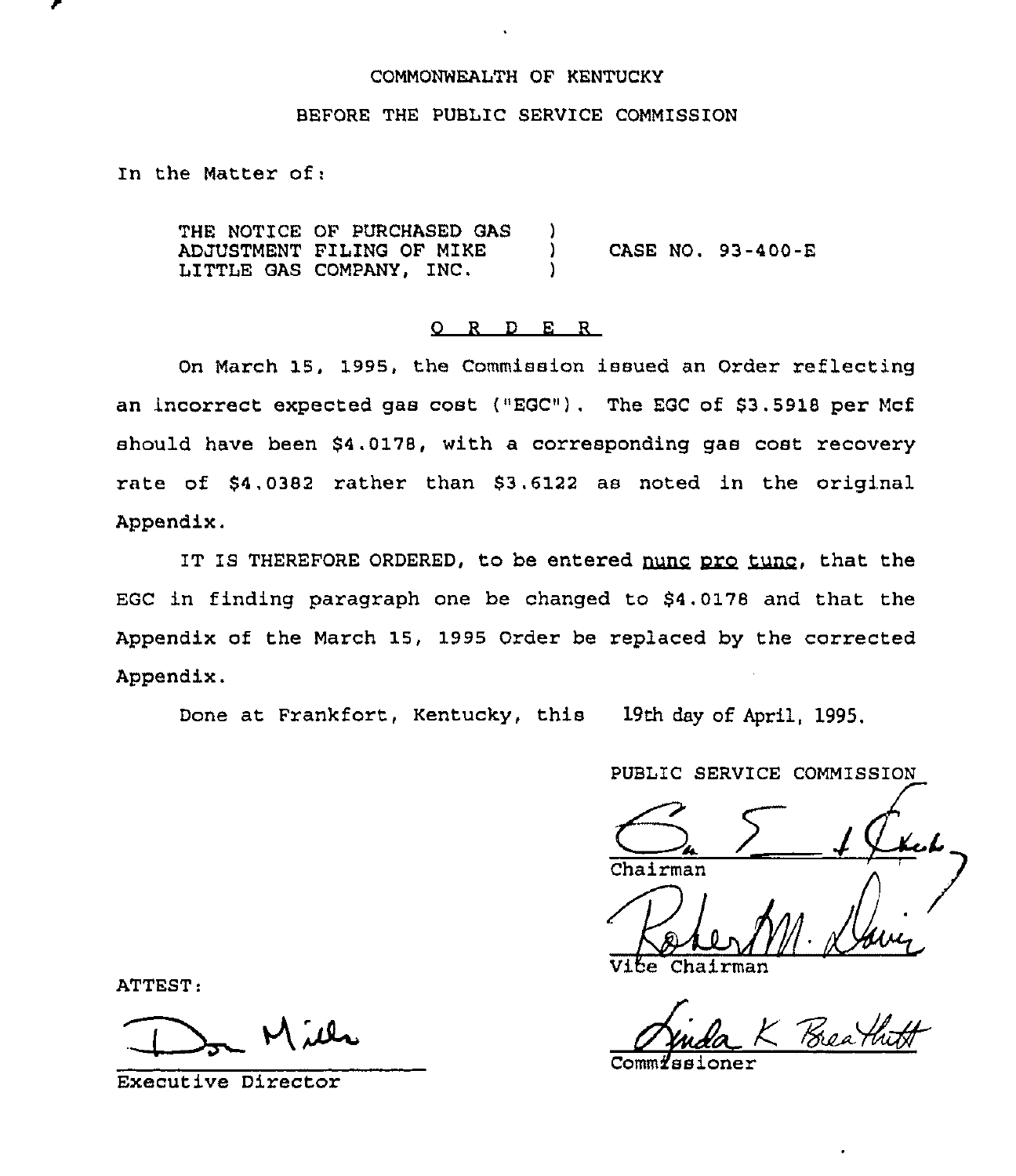COMMONWEALTH OF KENTUCKY

BEFORE THE PUBLIC SERVICE COMMISSION

In the Matter of:

THE NOTICE OF PURCHASED GAS ADJUSTMENT FILING OF MIKE LITTLE GAS COMPANY, INC. ) CASE NO. 93-400-E

## O R D E R

On March 15, 1995, the Commission issued an Order reflecting an incorrect expected gas cost ("EGC"). The EGC of $3.5918 per Mcf should have been $4.0178, with a corresponding gas cost recovery rate of $4.0382 rather than $3.6122 as noted in the original Appendix.

IT IS THEREFORE ORDERED, to be entered *nunc pro tunc*, that the EGC in finding paragraph one be changed to $4.0178 and that the Appendix of the March 15, 1995 Order be replaced by the corrected Appendix.

Done at Frankfort, Kentucky, this 19th day of April, 1995.

PUBLIC SERVICE COMMISSION

Chairman

Vice Chairman

Commissioner

ATTEST:

Executive Director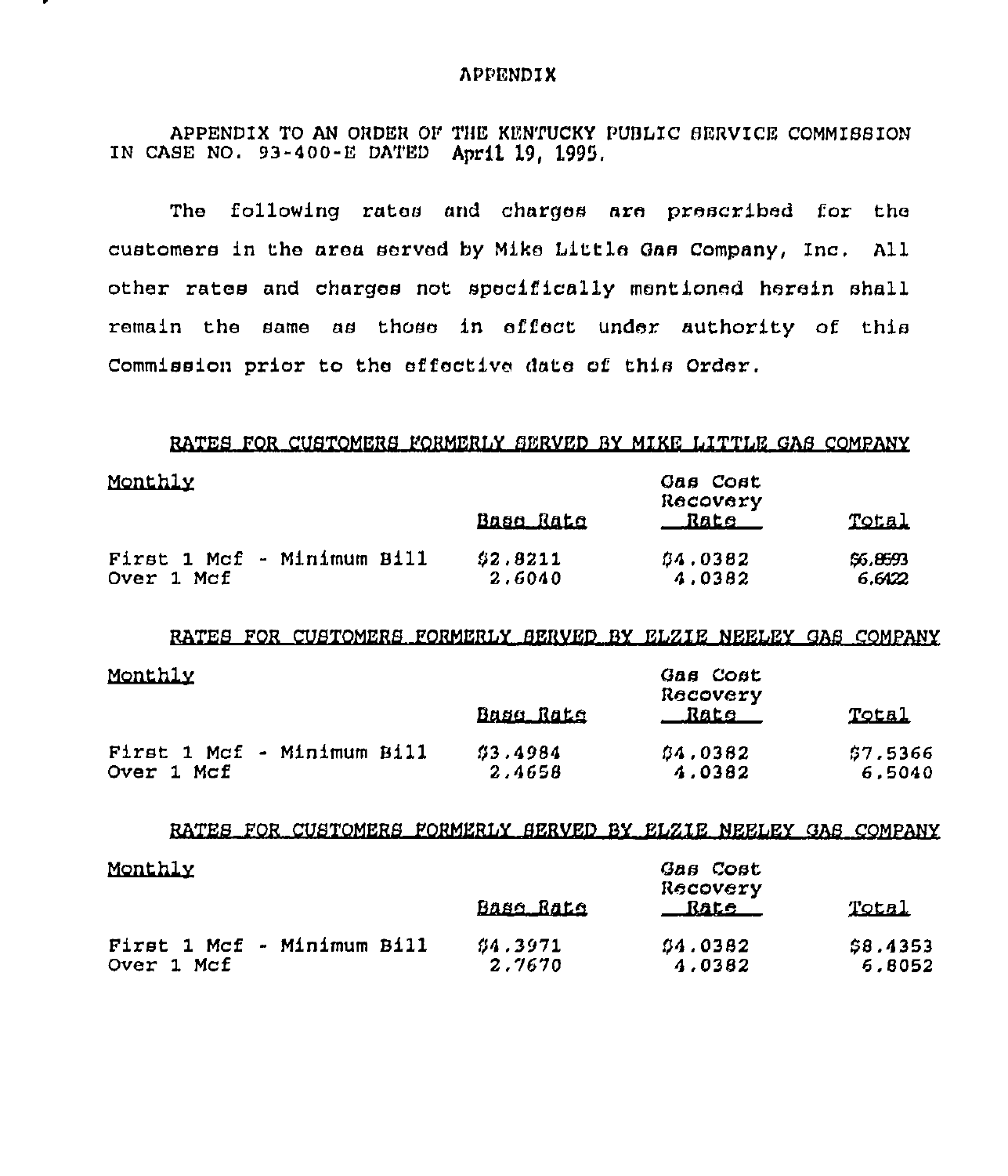# APPENDIX

APPENDIX TO AN ORDER OF THE KENTUCKY PUBLIC SERVICE COMMISSION IN CASE NO. 93-400-E DATED April 19, 1995.

The following rates and charges are prescribed for the customers in the area served by Mike Little Gas Company, Inc. All other rates and charges not specifically mentioned herein shall remain the same as those in effect under authority of this Commission prior to the effective date of this Order.

RATES FOR CUSTOMERS FORMERLY SERVED BY MIKE LITTLE GAS COMPANY

| Monthly | Base Rate | Gas Cost Recovery Rate | Total |
|---|---|---|---|
| First 1 Mcf - Minimum Bill | $2.8211 | $4.0382 | $6.8593 |
| Over 1 Mcf | 2.6040 | 4.0382 | 6.6422 |

RATES FOR CUSTOMERS FORMERLY SERVED BY ELZIE NEELEY GAS COMPANY

| Monthly | Base Rate | Gas Cost Recovery Rate | Total |
|---|---|---|---|
| First 1 Mcf - Minimum Bill | $3.4984 | $4.0382 | $7.5366 |
| Over 1 Mcf | 2.4658 | 4.0382 | 6.5040 |

RATES FOR CUSTOMERS FORMERLY SERVED BY ELZIE NEELEY GAS COMPANY

| Monthly | Base Rate | Gas Cost Recovery Rate | Total |
|---|---|---|---|
| First 1 Mcf - Minimum Bill | $4.3971 | $4.0382 | $8.4353 |
| Over 1 Mcf | 2.7670 | 4.0382 | 6.8052 |